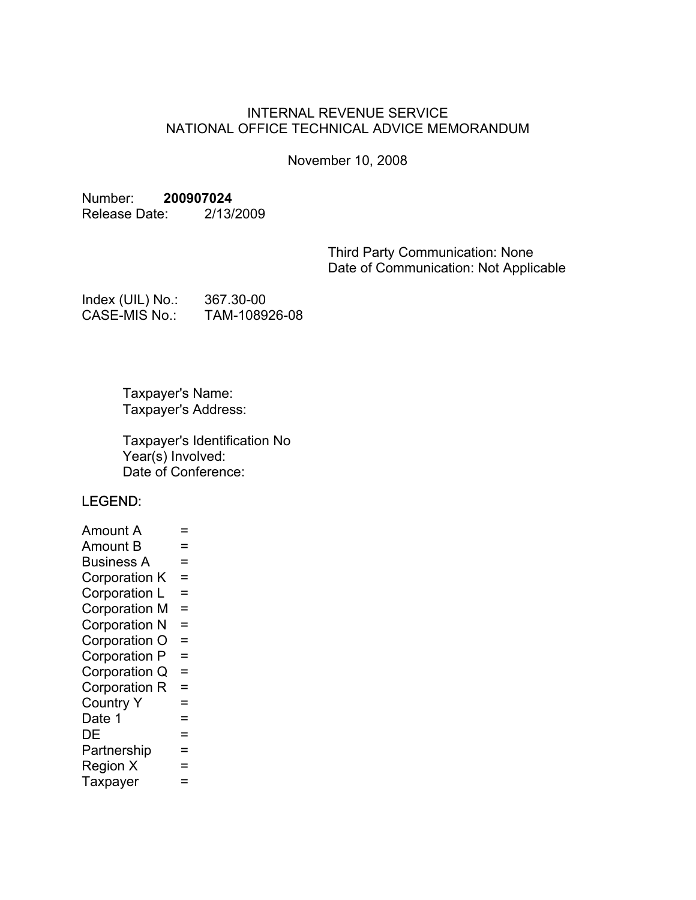INTERNAL REVENUE SERVICE
NATIONAL OFFICE TECHNICAL ADVICE MEMORANDUM

November 10, 2008

Number: **200907024**
Release Date: 2/13/2009

Third Party Communication: None
Date of Communication: Not Applicable

Index (UIL) No.: 367.30-00
CASE-MIS No.: TAM-108926-08

Taxpayer's Name:
Taxpayer's Address:

Taxpayer's Identification No
Year(s) Involved:
Date of Conference:

LEGEND:

Amount A =
Amount B =
Business A =
Corporation K =
Corporation L =
Corporation M =
Corporation N =
Corporation O =
Corporation P =
Corporation Q =
Corporation R =
Country Y =
Date 1 =
DE =
Partnership =
Region X =
Taxpayer =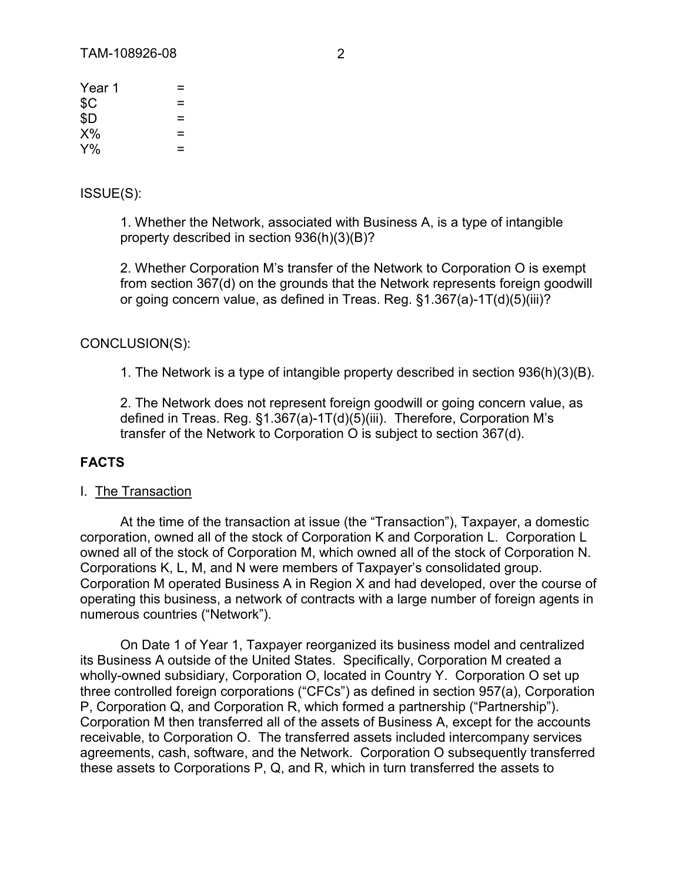| | |
|---|---|
| Year 1 | = |
| $C | = |
| $D | = |
| X% | = |
| Y% | = |

ISSUE(S):

1. Whether the Network, associated with Business A, is a type of intangible property described in section 936(h)(3)(B)?

2. Whether Corporation M's transfer of the Network to Corporation O is exempt from section 367(d) on the grounds that the Network represents foreign goodwill or going concern value, as defined in Treas. Reg. §1.367(a)-1T(d)(5)(iii)?

CONCLUSION(S):

1. The Network is a type of intangible property described in section 936(h)(3)(B).

2. The Network does not represent foreign goodwill or going concern value, as defined in Treas. Reg. §1.367(a)-1T(d)(5)(iii). Therefore, Corporation M's transfer of the Network to Corporation O is subject to section 367(d).

## FACTS

### I. The Transaction

At the time of the transaction at issue (the "Transaction"), Taxpayer, a domestic corporation, owned all of the stock of Corporation K and Corporation L. Corporation L owned all of the stock of Corporation M, which owned all of the stock of Corporation N. Corporations K, L, M, and N were members of Taxpayer's consolidated group. Corporation M operated Business A in Region X and had developed, over the course of operating this business, a network of contracts with a large number of foreign agents in numerous countries ("Network").

On Date 1 of Year 1, Taxpayer reorganized its business model and centralized its Business A outside of the United States. Specifically, Corporation M created a wholly-owned subsidiary, Corporation O, located in Country Y. Corporation O set up three controlled foreign corporations ("CFCs") as defined in section 957(a), Corporation P, Corporation Q, and Corporation R, which formed a partnership ("Partnership"). Corporation M then transferred all of the assets of Business A, except for the accounts receivable, to Corporation O. The transferred assets included intercompany services agreements, cash, software, and the Network. Corporation O subsequently transferred these assets to Corporations P, Q, and R, which in turn transferred the assets to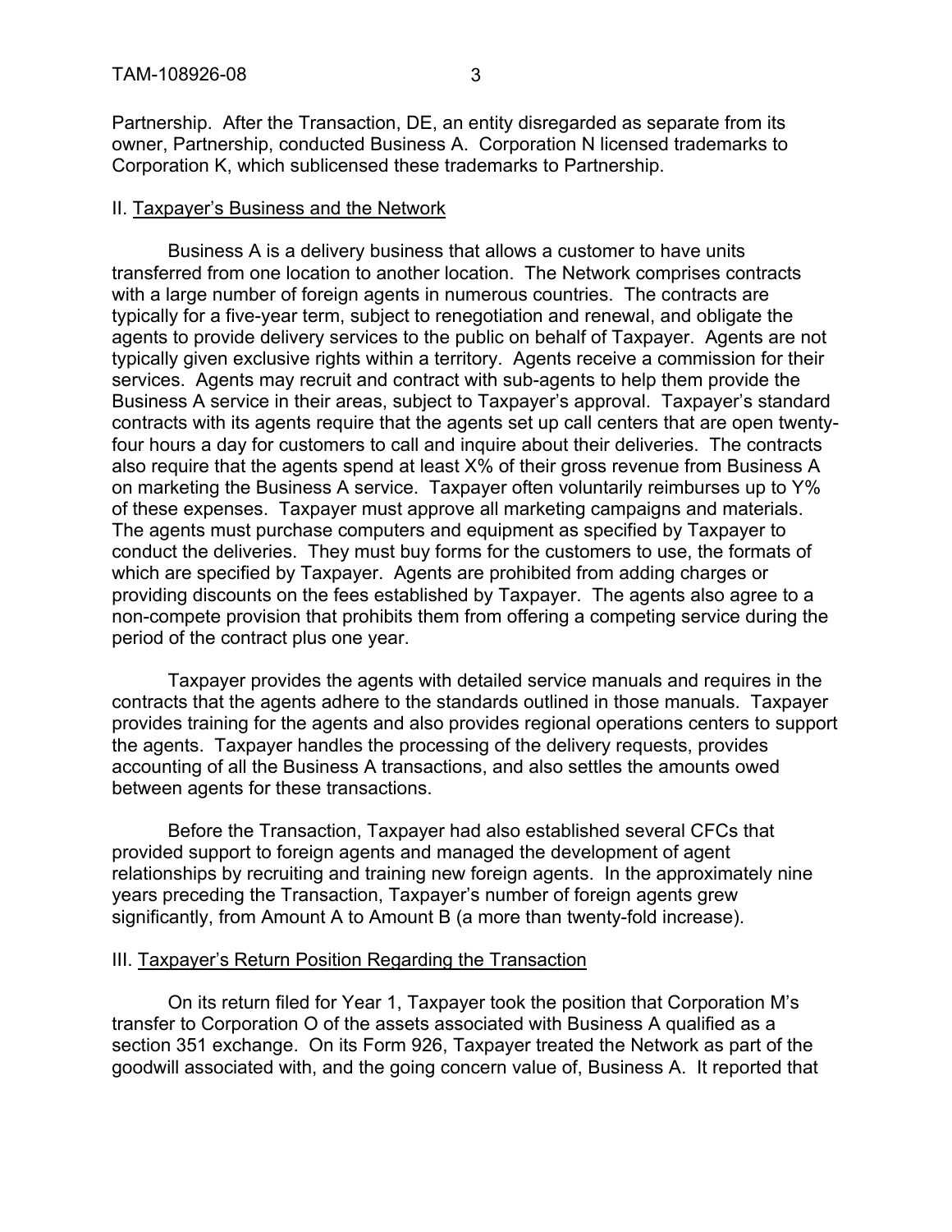Partnership. After the Transaction, DE, an entity disregarded as separate from its owner, Partnership, conducted Business A. Corporation N licensed trademarks to Corporation K, which sublicensed these trademarks to Partnership.

## II. Taxpayer's Business and the Network

Business A is a delivery business that allows a customer to have units transferred from one location to another location. The Network comprises contracts with a large number of foreign agents in numerous countries. The contracts are typically for a five-year term, subject to renegotiation and renewal, and obligate the agents to provide delivery services to the public on behalf of Taxpayer. Agents are not typically given exclusive rights within a territory. Agents receive a commission for their services. Agents may recruit and contract with sub-agents to help them provide the Business A service in their areas, subject to Taxpayer's approval. Taxpayer's standard contracts with its agents require that the agents set up call centers that are open twenty-four hours a day for customers to call and inquire about their deliveries. The contracts also require that the agents spend at least X% of their gross revenue from Business A on marketing the Business A service. Taxpayer often voluntarily reimburses up to Y% of these expenses. Taxpayer must approve all marketing campaigns and materials. The agents must purchase computers and equipment as specified by Taxpayer to conduct the deliveries. They must buy forms for the customers to use, the formats of which are specified by Taxpayer. Agents are prohibited from adding charges or providing discounts on the fees established by Taxpayer. The agents also agree to a non-compete provision that prohibits them from offering a competing service during the period of the contract plus one year.

Taxpayer provides the agents with detailed service manuals and requires in the contracts that the agents adhere to the standards outlined in those manuals. Taxpayer provides training for the agents and also provides regional operations centers to support the agents. Taxpayer handles the processing of the delivery requests, provides accounting of all the Business A transactions, and also settles the amounts owed between agents for these transactions.

Before the Transaction, Taxpayer had also established several CFCs that provided support to foreign agents and managed the development of agent relationships by recruiting and training new foreign agents. In the approximately nine years preceding the Transaction, Taxpayer's number of foreign agents grew significantly, from Amount A to Amount B (a more than twenty-fold increase).

## III. Taxpayer's Return Position Regarding the Transaction

On its return filed for Year 1, Taxpayer took the position that Corporation M's transfer to Corporation O of the assets associated with Business A qualified as a section 351 exchange. On its Form 926, Taxpayer treated the Network as part of the goodwill associated with, and the going concern value of, Business A. It reported that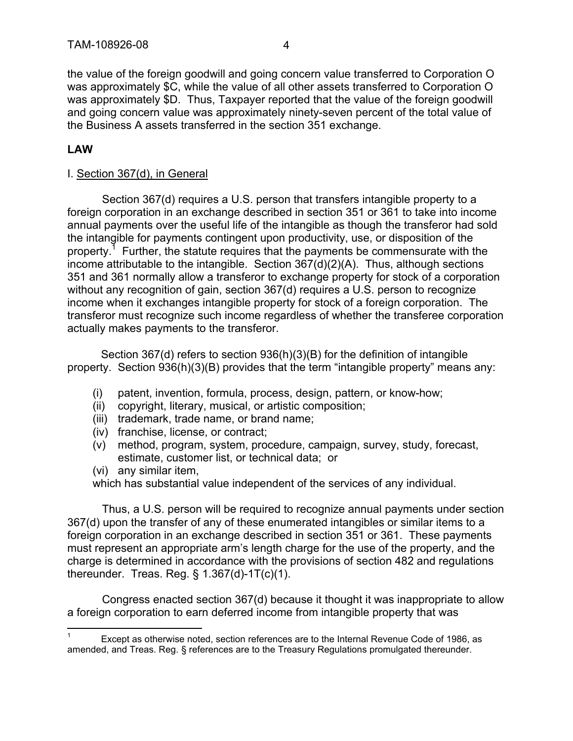the value of the foreign goodwill and going concern value transferred to Corporation O was approximately $C, while the value of all other assets transferred to Corporation O was approximately $D. Thus, Taxpayer reported that the value of the foreign goodwill and going concern value was approximately ninety-seven percent of the total value of the Business A assets transferred in the section 351 exchange.

**LAW**

I. Section 367(d), in General

Section 367(d) requires a U.S. person that transfers intangible property to a foreign corporation in an exchange described in section 351 or 361 to take into income annual payments over the useful life of the intangible as though the transferor had sold the intangible for payments contingent upon productivity, use, or disposition of the property.[1] Further, the statute requires that the payments be commensurate with the income attributable to the intangible. Section 367(d)(2)(A). Thus, although sections 351 and 361 normally allow a transferor to exchange property for stock of a corporation without any recognition of gain, section 367(d) requires a U.S. person to recognize income when it exchanges intangible property for stock of a foreign corporation. The transferor must recognize such income regardless of whether the transferee corporation actually makes payments to the transferor.

Section 367(d) refers to section 936(h)(3)(B) for the definition of intangible property. Section 936(h)(3)(B) provides that the term "intangible property" means any:

(i) patent, invention, formula, process, design, pattern, or know-how;
(ii) copyright, literary, musical, or artistic composition;
(iii) trademark, trade name, or brand name;
(iv) franchise, license, or contract;
(v) method, program, system, procedure, campaign, survey, study, forecast, estimate, customer list, or technical data; or
(vi) any similar item,

which has substantial value independent of the services of any individual.

Thus, a U.S. person will be required to recognize annual payments under section 367(d) upon the transfer of any of these enumerated intangibles or similar items to a foreign corporation in an exchange described in section 351 or 361. These payments must represent an appropriate arm's length charge for the use of the property, and the charge is determined in accordance with the provisions of section 482 and regulations thereunder. Treas. Reg. § 1.367(d)-1T(c)(1).

Congress enacted section 367(d) because it thought it was inappropriate to allow a foreign corporation to earn deferred income from intangible property that was

[1] Except as otherwise noted, section references are to the Internal Revenue Code of 1986, as amended, and Treas. Reg. § references are to the Treasury Regulations promulgated thereunder.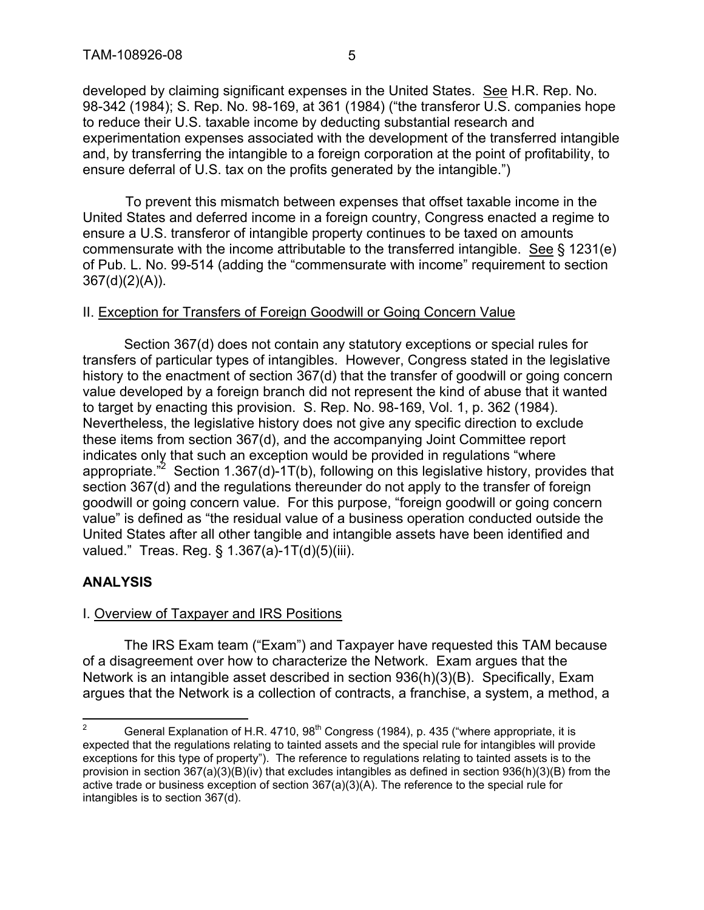developed by claiming significant expenses in the United States. See H.R. Rep. No. 98-342 (1984); S. Rep. No. 98-169, at 361 (1984) ("the transferor U.S. companies hope to reduce their U.S. taxable income by deducting substantial research and experimentation expenses associated with the development of the transferred intangible and, by transferring the intangible to a foreign corporation at the point of profitability, to ensure deferral of U.S. tax on the profits generated by the intangible.")

To prevent this mismatch between expenses that offset taxable income in the United States and deferred income in a foreign country, Congress enacted a regime to ensure a U.S. transferor of intangible property continues to be taxed on amounts commensurate with the income attributable to the transferred intangible. See § 1231(e) of Pub. L. No. 99-514 (adding the "commensurate with income" requirement to section 367(d)(2)(A)).

II. Exception for Transfers of Foreign Goodwill or Going Concern Value

Section 367(d) does not contain any statutory exceptions or special rules for transfers of particular types of intangibles. However, Congress stated in the legislative history to the enactment of section 367(d) that the transfer of goodwill or going concern value developed by a foreign branch did not represent the kind of abuse that it wanted to target by enacting this provision. S. Rep. No. 98-169, Vol. 1, p. 362 (1984). Nevertheless, the legislative history does not give any specific direction to exclude these items from section 367(d), and the accompanying Joint Committee report indicates only that such an exception would be provided in regulations "where appropriate."[2] Section 1.367(d)-1T(b), following on this legislative history, provides that section 367(d) and the regulations thereunder do not apply to the transfer of foreign goodwill or going concern value. For this purpose, "foreign goodwill or going concern value" is defined as "the residual value of a business operation conducted outside the United States after all other tangible and intangible assets have been identified and valued." Treas. Reg. § 1.367(a)-1T(d)(5)(iii).

## ANALYSIS

I. Overview of Taxpayer and IRS Positions

The IRS Exam team ("Exam") and Taxpayer have requested this TAM because of a disagreement over how to characterize the Network. Exam argues that the Network is an intangible asset described in section 936(h)(3)(B). Specifically, Exam argues that the Network is a collection of contracts, a franchise, a system, a method, a

[2] General Explanation of H.R. 4710, 98th Congress (1984), p. 435 ("where appropriate, it is expected that the regulations relating to tainted assets and the special rule for intangibles will provide exceptions for this type of property"). The reference to regulations relating to tainted assets is to the provision in section 367(a)(3)(B)(iv) that excludes intangibles as defined in section 936(h)(3)(B) from the active trade or business exception of section 367(a)(3)(A). The reference to the special rule for intangibles is to section 367(d).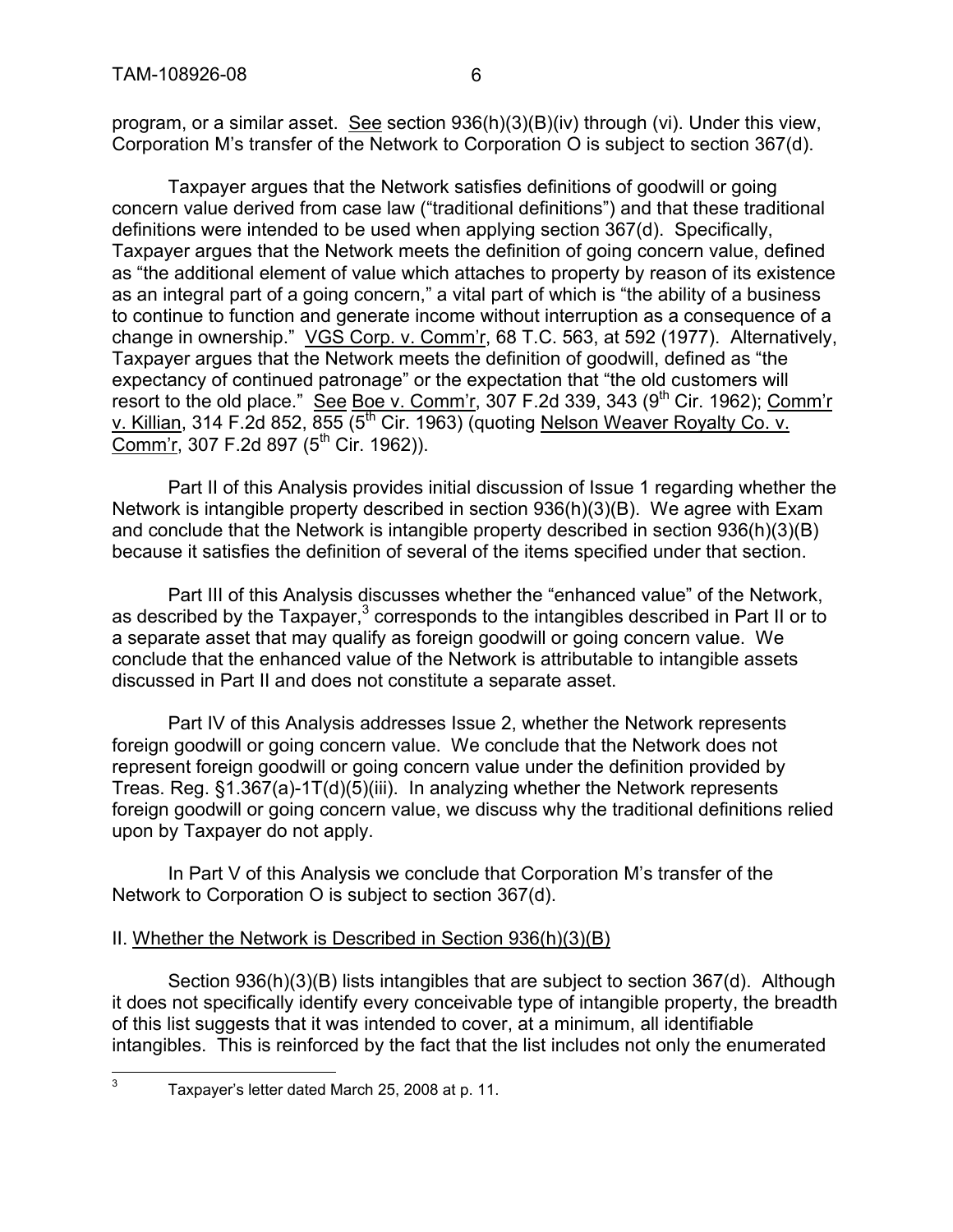program, or a similar asset. See section 936(h)(3)(B)(iv) through (vi). Under this view, Corporation M's transfer of the Network to Corporation O is subject to section 367(d).

Taxpayer argues that the Network satisfies definitions of goodwill or going concern value derived from case law ("traditional definitions") and that these traditional definitions were intended to be used when applying section 367(d). Specifically, Taxpayer argues that the Network meets the definition of going concern value, defined as "the additional element of value which attaches to property by reason of its existence as an integral part of a going concern," a vital part of which is "the ability of a business to continue to function and generate income without interruption as a consequence of a change in ownership." VGS Corp. v. Comm'r, 68 T.C. 563, at 592 (1977). Alternatively, Taxpayer argues that the Network meets the definition of goodwill, defined as "the expectancy of continued patronage" or the expectation that "the old customers will resort to the old place." See Boe v. Comm'r, 307 F.2d 339, 343 (9th Cir. 1962); Comm'r v. Killian, 314 F.2d 852, 855 (5th Cir. 1963) (quoting Nelson Weaver Royalty Co. v. Comm'r, 307 F.2d 897 (5th Cir. 1962)).

Part II of this Analysis provides initial discussion of Issue 1 regarding whether the Network is intangible property described in section 936(h)(3)(B). We agree with Exam and conclude that the Network is intangible property described in section 936(h)(3)(B) because it satisfies the definition of several of the items specified under that section.

Part III of this Analysis discusses whether the "enhanced value" of the Network, as described by the Taxpayer,[3] corresponds to the intangibles described in Part II or to a separate asset that may qualify as foreign goodwill or going concern value. We conclude that the enhanced value of the Network is attributable to intangible assets discussed in Part II and does not constitute a separate asset.

Part IV of this Analysis addresses Issue 2, whether the Network represents foreign goodwill or going concern value. We conclude that the Network does not represent foreign goodwill or going concern value under the definition provided by Treas. Reg. §1.367(a)-1T(d)(5)(iii). In analyzing whether the Network represents foreign goodwill or going concern value, we discuss why the traditional definitions relied upon by Taxpayer do not apply.

In Part V of this Analysis we conclude that Corporation M's transfer of the Network to Corporation O is subject to section 367(d).

## II. Whether the Network is Described in Section 936(h)(3)(B)

Section 936(h)(3)(B) lists intangibles that are subject to section 367(d). Although it does not specifically identify every conceivable type of intangible property, the breadth of this list suggests that it was intended to cover, at a minimum, all identifiable intangibles. This is reinforced by the fact that the list includes not only the enumerated

[3] Taxpayer's letter dated March 25, 2008 at p. 11.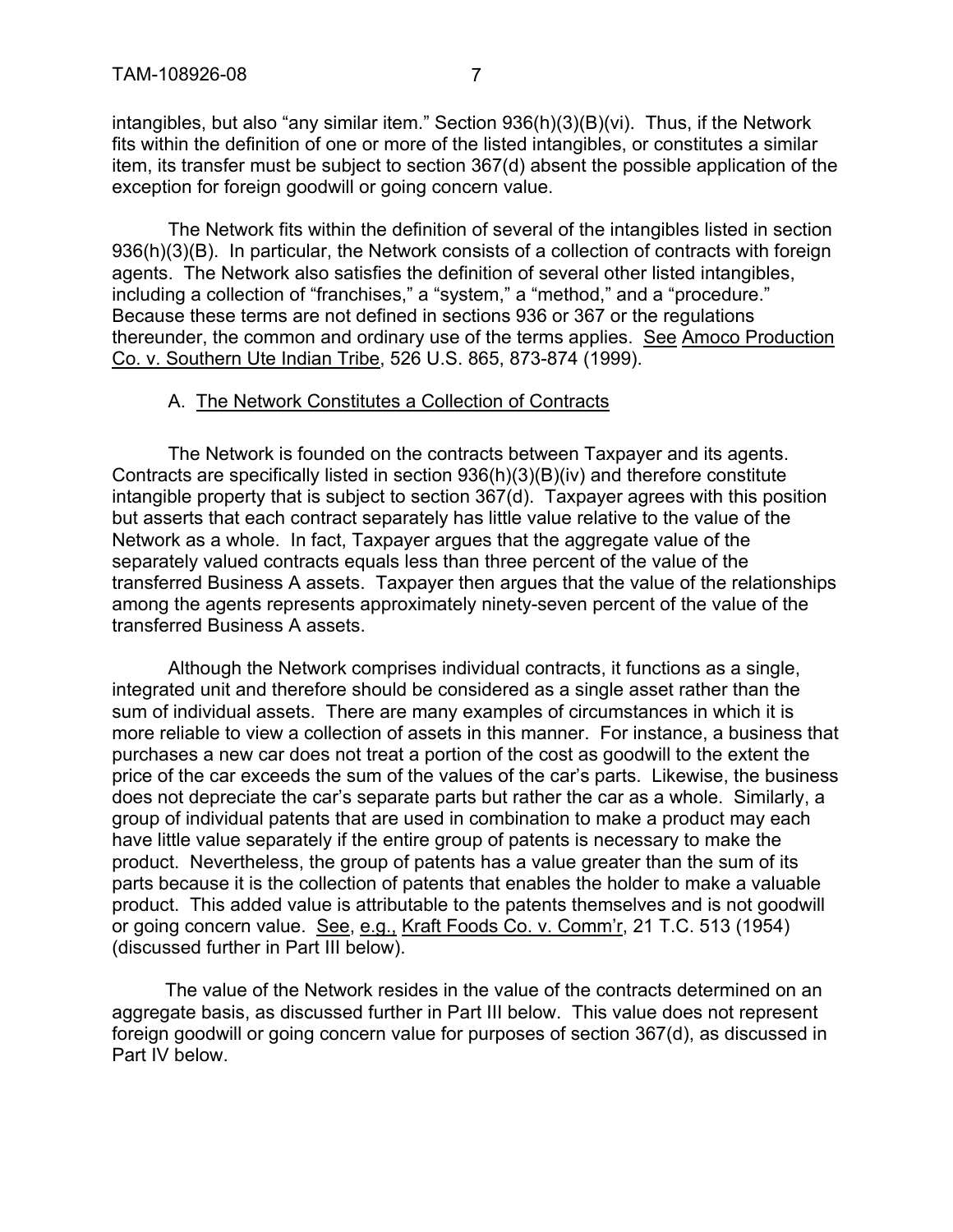intangibles, but also "any similar item." Section 936(h)(3)(B)(vi). Thus, if the Network fits within the definition of one or more of the listed intangibles, or constitutes a similar item, its transfer must be subject to section 367(d) absent the possible application of the exception for foreign goodwill or going concern value.

The Network fits within the definition of several of the intangibles listed in section 936(h)(3)(B). In particular, the Network consists of a collection of contracts with foreign agents. The Network also satisfies the definition of several other listed intangibles, including a collection of "franchises," a "system," a "method," and a "procedure." Because these terms are not defined in sections 936 or 367 or the regulations thereunder, the common and ordinary use of the terms applies. See Amoco Production Co. v. Southern Ute Indian Tribe, 526 U.S. 865, 873-874 (1999).

A. The Network Constitutes a Collection of Contracts

The Network is founded on the contracts between Taxpayer and its agents. Contracts are specifically listed in section 936(h)(3)(B)(iv) and therefore constitute intangible property that is subject to section 367(d). Taxpayer agrees with this position but asserts that each contract separately has little value relative to the value of the Network as a whole. In fact, Taxpayer argues that the aggregate value of the separately valued contracts equals less than three percent of the value of the transferred Business A assets. Taxpayer then argues that the value of the relationships among the agents represents approximately ninety-seven percent of the value of the transferred Business A assets.

Although the Network comprises individual contracts, it functions as a single, integrated unit and therefore should be considered as a single asset rather than the sum of individual assets. There are many examples of circumstances in which it is more reliable to view a collection of assets in this manner. For instance, a business that purchases a new car does not treat a portion of the cost as goodwill to the extent the price of the car exceeds the sum of the values of the car's parts. Likewise, the business does not depreciate the car's separate parts but rather the car as a whole. Similarly, a group of individual patents that are used in combination to make a product may each have little value separately if the entire group of patents is necessary to make the product. Nevertheless, the group of patents has a value greater than the sum of its parts because it is the collection of patents that enables the holder to make a valuable product. This added value is attributable to the patents themselves and is not goodwill or going concern value. See, e.g., Kraft Foods Co. v. Comm'r, 21 T.C. 513 (1954) (discussed further in Part III below).

The value of the Network resides in the value of the contracts determined on an aggregate basis, as discussed further in Part III below. This value does not represent foreign goodwill or going concern value for purposes of section 367(d), as discussed in Part IV below.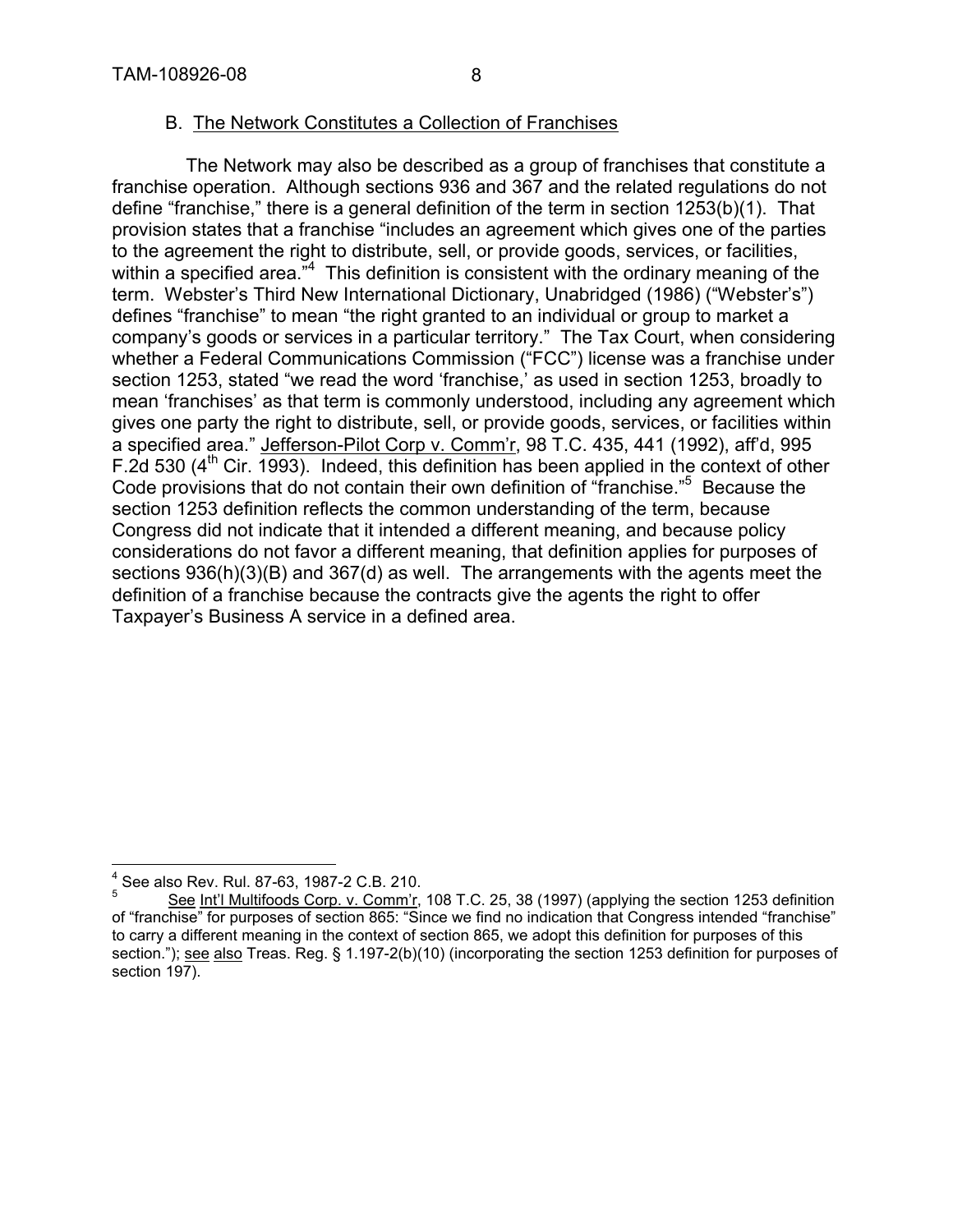### B. The Network Constitutes a Collection of Franchises

The Network may also be described as a group of franchises that constitute a franchise operation. Although sections 936 and 367 and the related regulations do not define "franchise," there is a general definition of the term in section 1253(b)(1). That provision states that a franchise "includes an agreement which gives one of the parties to the agreement the right to distribute, sell, or provide goods, services, or facilities, within a specified area."[4] This definition is consistent with the ordinary meaning of the term. Webster's Third New International Dictionary, Unabridged (1986) ("Webster's") defines "franchise" to mean "the right granted to an individual or group to market a company's goods or services in a particular territory." The Tax Court, when considering whether a Federal Communications Commission ("FCC") license was a franchise under section 1253, stated "we read the word 'franchise,' as used in section 1253, broadly to mean 'franchises' as that term is commonly understood, including any agreement which gives one party the right to distribute, sell, or provide goods, services, or facilities within a specified area." Jefferson-Pilot Corp v. Comm'r, 98 T.C. 435, 441 (1992), aff'd, 995 F.2d 530 (4th Cir. 1993). Indeed, this definition has been applied in the context of other Code provisions that do not contain their own definition of "franchise."[5] Because the section 1253 definition reflects the common understanding of the term, because Congress did not indicate that it intended a different meaning, and because policy considerations do not favor a different meaning, that definition applies for purposes of sections 936(h)(3)(B) and 367(d) as well. The arrangements with the agents meet the definition of a franchise because the contracts give the agents the right to offer Taxpayer's Business A service in a defined area.

---

[4] See also Rev. Rul. 87-63, 1987-2 C.B. 210.

[5] See Int'l Multifoods Corp. v. Comm'r, 108 T.C. 25, 38 (1997) (applying the section 1253 definition of "franchise" for purposes of section 865: "Since we find no indication that Congress intended "franchise" to carry a different meaning in the context of section 865, we adopt this definition for purposes of this section."); see also Treas. Reg. § 1.197-2(b)(10) (incorporating the section 1253 definition for purposes of section 197).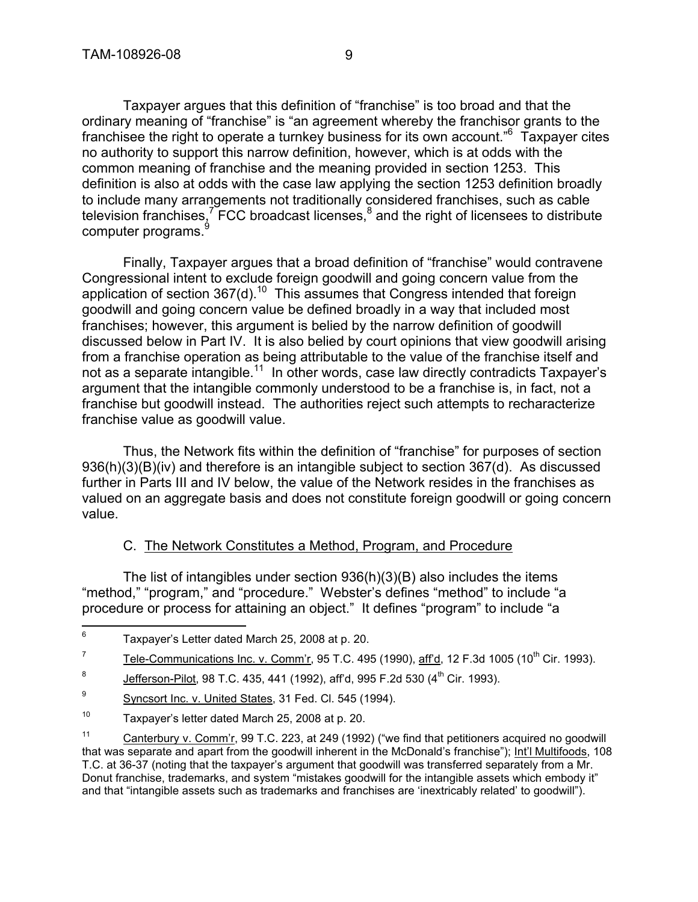Taxpayer argues that this definition of "franchise" is too broad and that the ordinary meaning of "franchise" is "an agreement whereby the franchisor grants to the franchisee the right to operate a turnkey business for its own account."[6] Taxpayer cites no authority to support this narrow definition, however, which is at odds with the common meaning of franchise and the meaning provided in section 1253. This definition is also at odds with the case law applying the section 1253 definition broadly to include many arrangements not traditionally considered franchises, such as cable television franchises,[7] FCC broadcast licenses,[8] and the right of licensees to distribute computer programs.[9]

Finally, Taxpayer argues that a broad definition of "franchise" would contravene Congressional intent to exclude foreign goodwill and going concern value from the application of section 367(d).[10] This assumes that Congress intended that foreign goodwill and going concern value be defined broadly in a way that included most franchises; however, this argument is belied by the narrow definition of goodwill discussed below in Part IV. It is also belied by court opinions that view goodwill arising from a franchise operation as being attributable to the value of the franchise itself and not as a separate intangible.[11] In other words, case law directly contradicts Taxpayer's argument that the intangible commonly understood to be a franchise is, in fact, not a franchise but goodwill instead. The authorities reject such attempts to recharacterize franchise value as goodwill value.

Thus, the Network fits within the definition of "franchise" for purposes of section 936(h)(3)(B)(iv) and therefore is an intangible subject to section 367(d). As discussed further in Parts III and IV below, the value of the Network resides in the franchises as valued on an aggregate basis and does not constitute foreign goodwill or going concern value.

C. The Network Constitutes a Method, Program, and Procedure

The list of intangibles under section 936(h)(3)(B) also includes the items "method," "program," and "procedure." Webster's defines "method" to include "a procedure or process for attaining an object." It defines "program" to include "a

---

[6] Taxpayer's Letter dated March 25, 2008 at p. 20.

[7] Tele-Communications Inc. v. Comm'r, 95 T.C. 495 (1990), aff'd, 12 F.3d 1005 (10th Cir. 1993).

[8] Jefferson-Pilot, 98 T.C. 435, 441 (1992), aff'd, 995 F.2d 530 (4th Cir. 1993).

[9] Syncsort Inc. v. United States, 31 Fed. Cl. 545 (1994).

[10] Taxpayer's letter dated March 25, 2008 at p. 20.

[11] Canterbury v. Comm'r, 99 T.C. 223, at 249 (1992) ("we find that petitioners acquired no goodwill that was separate and apart from the goodwill inherent in the McDonald's franchise"); Int'l Multifoods, 108 T.C. at 36-37 (noting that the taxpayer's argument that goodwill was transferred separately from a Mr. Donut franchise, trademarks, and system "mistakes goodwill for the intangible assets which embody it" and that "intangible assets such as trademarks and franchises are 'inextricably related' to goodwill").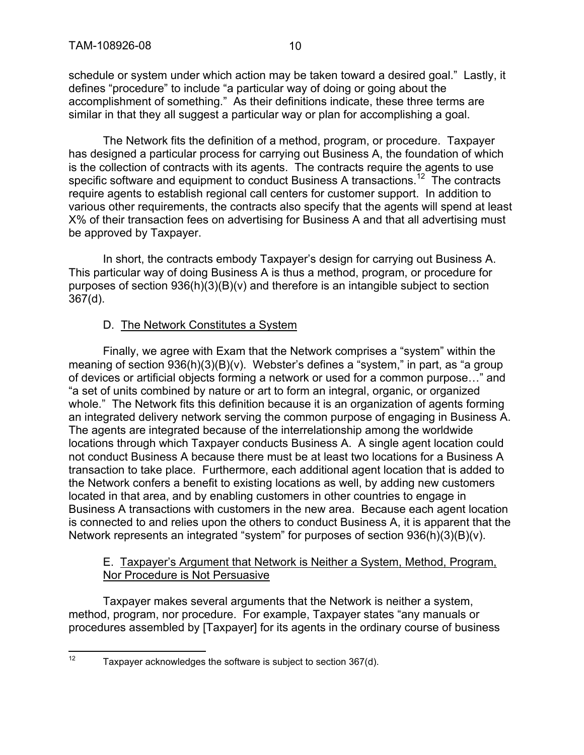schedule or system under which action may be taken toward a desired goal." Lastly, it defines "procedure" to include "a particular way of doing or going about the accomplishment of something." As their definitions indicate, these three terms are similar in that they all suggest a particular way or plan for accomplishing a goal.

The Network fits the definition of a method, program, or procedure. Taxpayer has designed a particular process for carrying out Business A, the foundation of which is the collection of contracts with its agents. The contracts require the agents to use specific software and equipment to conduct Business A transactions.[12] The contracts require agents to establish regional call centers for customer support. In addition to various other requirements, the contracts also specify that the agents will spend at least X% of their transaction fees on advertising for Business A and that all advertising must be approved by Taxpayer.

In short, the contracts embody Taxpayer's design for carrying out Business A. This particular way of doing Business A is thus a method, program, or procedure for purposes of section 936(h)(3)(B)(v) and therefore is an intangible subject to section 367(d).

D. <u>The Network Constitutes a System</u>

Finally, we agree with Exam that the Network comprises a "system" within the meaning of section 936(h)(3)(B)(v). Webster's defines a "system," in part, as "a group of devices or artificial objects forming a network or used for a common purpose…" and "a set of units combined by nature or art to form an integral, organic, or organized whole." The Network fits this definition because it is an organization of agents forming an integrated delivery network serving the common purpose of engaging in Business A. The agents are integrated because of the interrelationship among the worldwide locations through which Taxpayer conducts Business A. A single agent location could not conduct Business A because there must be at least two locations for a Business A transaction to take place. Furthermore, each additional agent location that is added to the Network confers a benefit to existing locations as well, by adding new customers located in that area, and by enabling customers in other countries to engage in Business A transactions with customers in the new area. Because each agent location is connected to and relies upon the others to conduct Business A, it is apparent that the Network represents an integrated "system" for purposes of section 936(h)(3)(B)(v).

E. <u>Taxpayer's Argument that Network is Neither a System, Method, Program, Nor Procedure is Not Persuasive</u>

Taxpayer makes several arguments that the Network is neither a system, method, program, nor procedure. For example, Taxpayer states "any manuals or procedures assembled by [Taxpayer] for its agents in the ordinary course of business

---

[12] Taxpayer acknowledges the software is subject to section 367(d).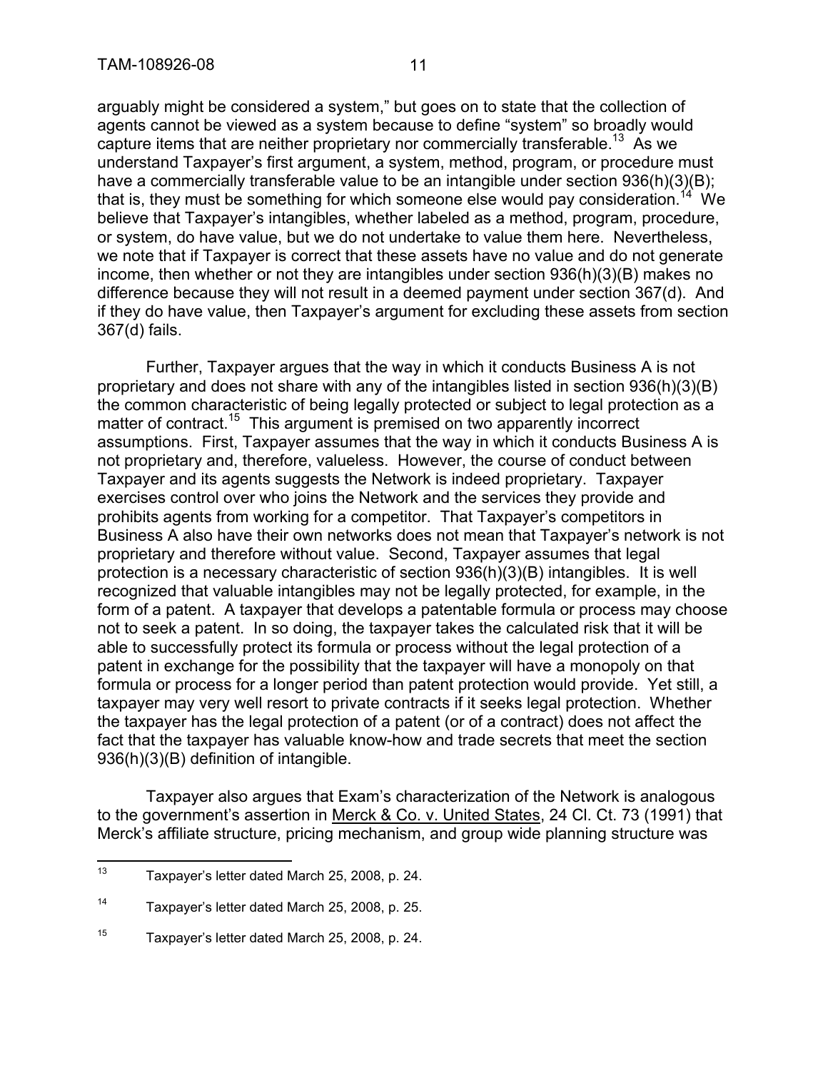arguably might be considered a system," but goes on to state that the collection of agents cannot be viewed as a system because to define "system" so broadly would capture items that are neither proprietary nor commercially transferable.[13] As we understand Taxpayer's first argument, a system, method, program, or procedure must have a commercially transferable value to be an intangible under section 936(h)(3)(B); that is, they must be something for which someone else would pay consideration.[14] We believe that Taxpayer's intangibles, whether labeled as a method, program, procedure, or system, do have value, but we do not undertake to value them here. Nevertheless, we note that if Taxpayer is correct that these assets have no value and do not generate income, then whether or not they are intangibles under section 936(h)(3)(B) makes no difference because they will not result in a deemed payment under section 367(d). And if they do have value, then Taxpayer's argument for excluding these assets from section 367(d) fails.

Further, Taxpayer argues that the way in which it conducts Business A is not proprietary and does not share with any of the intangibles listed in section 936(h)(3)(B) the common characteristic of being legally protected or subject to legal protection as a matter of contract.[15] This argument is premised on two apparently incorrect assumptions. First, Taxpayer assumes that the way in which it conducts Business A is not proprietary and, therefore, valueless. However, the course of conduct between Taxpayer and its agents suggests the Network is indeed proprietary. Taxpayer exercises control over who joins the Network and the services they provide and prohibits agents from working for a competitor. That Taxpayer's competitors in Business A also have their own networks does not mean that Taxpayer's network is not proprietary and therefore without value. Second, Taxpayer assumes that legal protection is a necessary characteristic of section 936(h)(3)(B) intangibles. It is well recognized that valuable intangibles may not be legally protected, for example, in the form of a patent. A taxpayer that develops a patentable formula or process may choose not to seek a patent. In so doing, the taxpayer takes the calculated risk that it will be able to successfully protect its formula or process without the legal protection of a patent in exchange for the possibility that the taxpayer will have a monopoly on that formula or process for a longer period than patent protection would provide. Yet still, a taxpayer may very well resort to private contracts if it seeks legal protection. Whether the taxpayer has the legal protection of a patent (or of a contract) does not affect the fact that the taxpayer has valuable know-how and trade secrets that meet the section 936(h)(3)(B) definition of intangible.

Taxpayer also argues that Exam's characterization of the Network is analogous to the government's assertion in <u>Merck & Co. v. United States</u>, 24 Cl. Ct. 73 (1991) that Merck's affiliate structure, pricing mechanism, and group wide planning structure was

---

[13] Taxpayer's letter dated March 25, 2008, p. 24.

[14] Taxpayer's letter dated March 25, 2008, p. 25.

[15] Taxpayer's letter dated March 25, 2008, p. 24.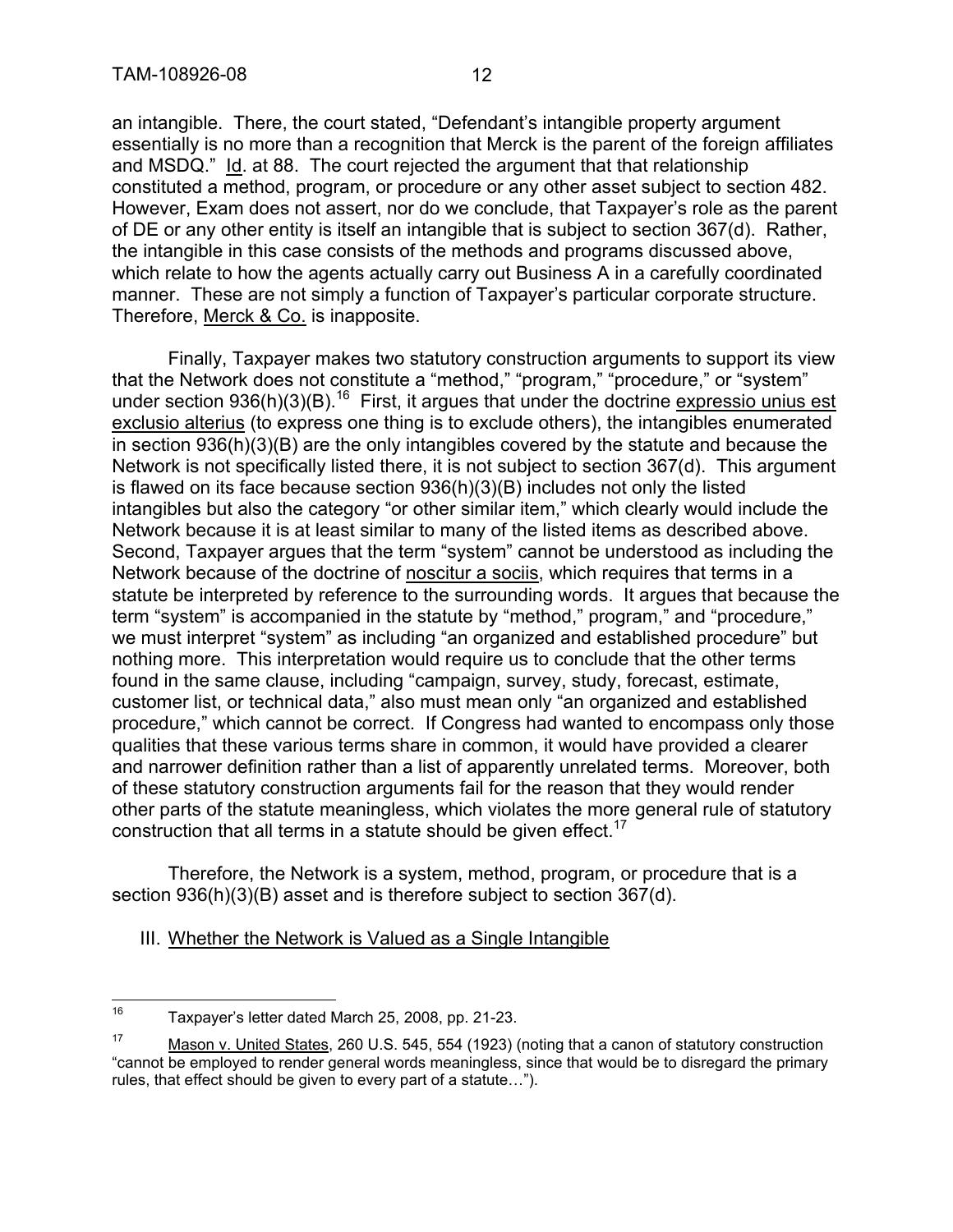an intangible. There, the court stated, "Defendant's intangible property argument essentially is no more than a recognition that Merck is the parent of the foreign affiliates and MSDQ." Id. at 88. The court rejected the argument that that relationship constituted a method, program, or procedure or any other asset subject to section 482. However, Exam does not assert, nor do we conclude, that Taxpayer's role as the parent of DE or any other entity is itself an intangible that is subject to section 367(d). Rather, the intangible in this case consists of the methods and programs discussed above, which relate to how the agents actually carry out Business A in a carefully coordinated manner. These are not simply a function of Taxpayer's particular corporate structure. Therefore, Merck & Co. is inapposite.

Finally, Taxpayer makes two statutory construction arguments to support its view that the Network does not constitute a "method," "program," "procedure," or "system" under section 936(h)(3)(B).[16] First, it argues that under the doctrine expressio unius est exclusio alterius (to express one thing is to exclude others), the intangibles enumerated in section 936(h)(3)(B) are the only intangibles covered by the statute and because the Network is not specifically listed there, it is not subject to section 367(d). This argument is flawed on its face because section 936(h)(3)(B) includes not only the listed intangibles but also the category "or other similar item," which clearly would include the Network because it is at least similar to many of the listed items as described above. Second, Taxpayer argues that the term "system" cannot be understood as including the Network because of the doctrine of noscitur a sociis, which requires that terms in a statute be interpreted by reference to the surrounding words. It argues that because the term "system" is accompanied in the statute by "method," program," and "procedure," we must interpret "system" as including "an organized and established procedure" but nothing more. This interpretation would require us to conclude that the other terms found in the same clause, including "campaign, survey, study, forecast, estimate, customer list, or technical data," also must mean only "an organized and established procedure," which cannot be correct. If Congress had wanted to encompass only those qualities that these various terms share in common, it would have provided a clearer and narrower definition rather than a list of apparently unrelated terms. Moreover, both of these statutory construction arguments fail for the reason that they would render other parts of the statute meaningless, which violates the more general rule of statutory construction that all terms in a statute should be given effect.[17]

Therefore, the Network is a system, method, program, or procedure that is a section 936(h)(3)(B) asset and is therefore subject to section 367(d).

## III. Whether the Network is Valued as a Single Intangible

---

[16] Taxpayer's letter dated March 25, 2008, pp. 21-23.

[17] Mason v. United States, 260 U.S. 545, 554 (1923) (noting that a canon of statutory construction "cannot be employed to render general words meaningless, since that would be to disregard the primary rules, that effect should be given to every part of a statute…").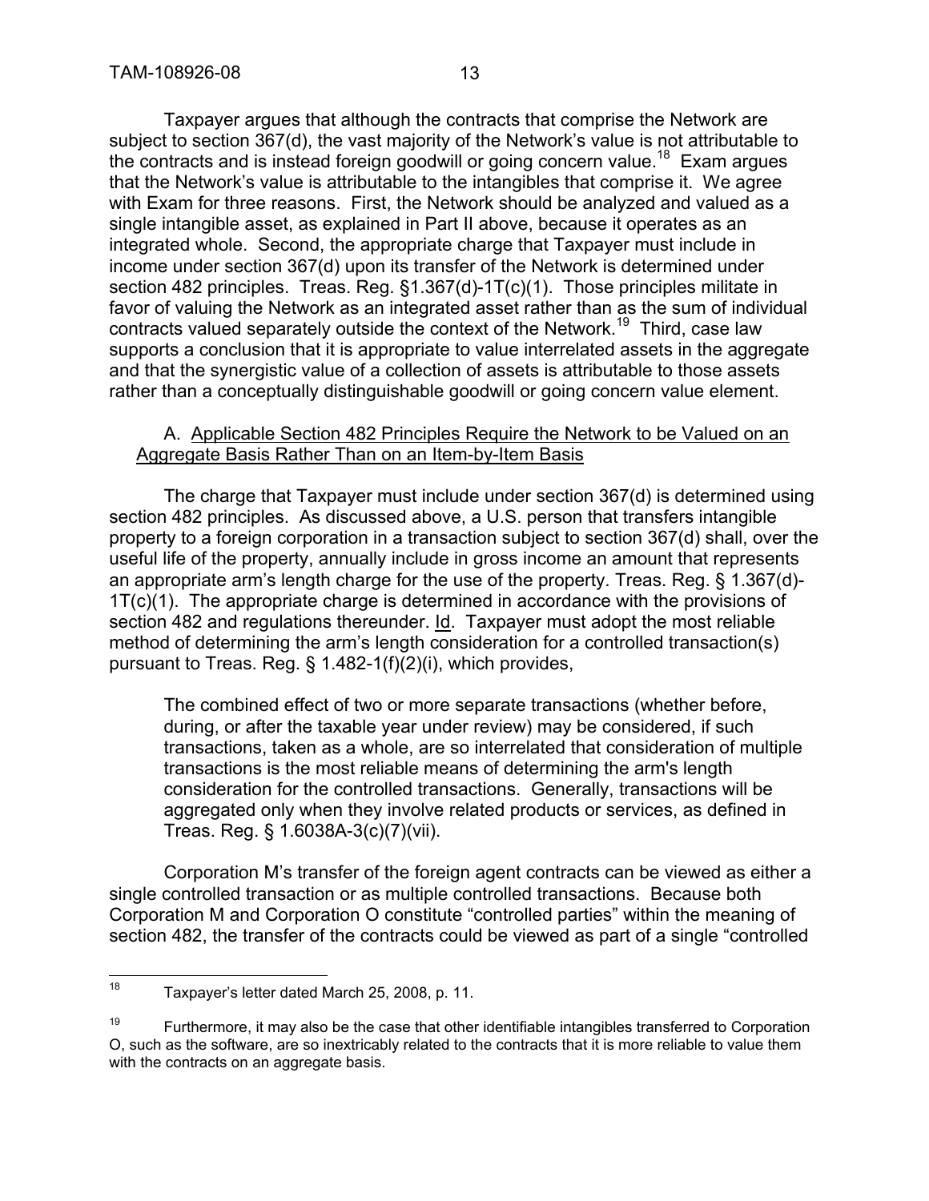Taxpayer argues that although the contracts that comprise the Network are subject to section 367(d), the vast majority of the Network's value is not attributable to the contracts and is instead foreign goodwill or going concern value.[18] Exam argues that the Network's value is attributable to the intangibles that comprise it. We agree with Exam for three reasons. First, the Network should be analyzed and valued as a single intangible asset, as explained in Part II above, because it operates as an integrated whole. Second, the appropriate charge that Taxpayer must include in income under section 367(d) upon its transfer of the Network is determined under section 482 principles. Treas. Reg. §1.367(d)-1T(c)(1). Those principles militate in favor of valuing the Network as an integrated asset rather than as the sum of individual contracts valued separately outside the context of the Network.[19] Third, case law supports a conclusion that it is appropriate to value interrelated assets in the aggregate and that the synergistic value of a collection of assets is attributable to those assets rather than a conceptually distinguishable goodwill or going concern value element.

A. Applicable Section 482 Principles Require the Network to be Valued on an Aggregate Basis Rather Than on an Item-by-Item Basis

The charge that Taxpayer must include under section 367(d) is determined using section 482 principles. As discussed above, a U.S. person that transfers intangible property to a foreign corporation in a transaction subject to section 367(d) shall, over the useful life of the property, annually include in gross income an amount that represents an appropriate arm's length charge for the use of the property. Treas. Reg. § 1.367(d)-1T(c)(1). The appropriate charge is determined in accordance with the provisions of section 482 and regulations thereunder. Id. Taxpayer must adopt the most reliable method of determining the arm's length consideration for a controlled transaction(s) pursuant to Treas. Reg. § 1.482-1(f)(2)(i), which provides,

> The combined effect of two or more separate transactions (whether before, during, or after the taxable year under review) may be considered, if such transactions, taken as a whole, are so interrelated that consideration of multiple transactions is the most reliable means of determining the arm's length consideration for the controlled transactions. Generally, transactions will be aggregated only when they involve related products or services, as defined in Treas. Reg. § 1.6038A-3(c)(7)(vii).

Corporation M's transfer of the foreign agent contracts can be viewed as either a single controlled transaction or as multiple controlled transactions. Because both Corporation M and Corporation O constitute "controlled parties" within the meaning of section 482, the transfer of the contracts could be viewed as part of a single "controlled

---

[18] Taxpayer's letter dated March 25, 2008, p. 11.

[19] Furthermore, it may also be the case that other identifiable intangibles transferred to Corporation O, such as the software, are so inextricably related to the contracts that it is more reliable to value them with the contracts on an aggregate basis.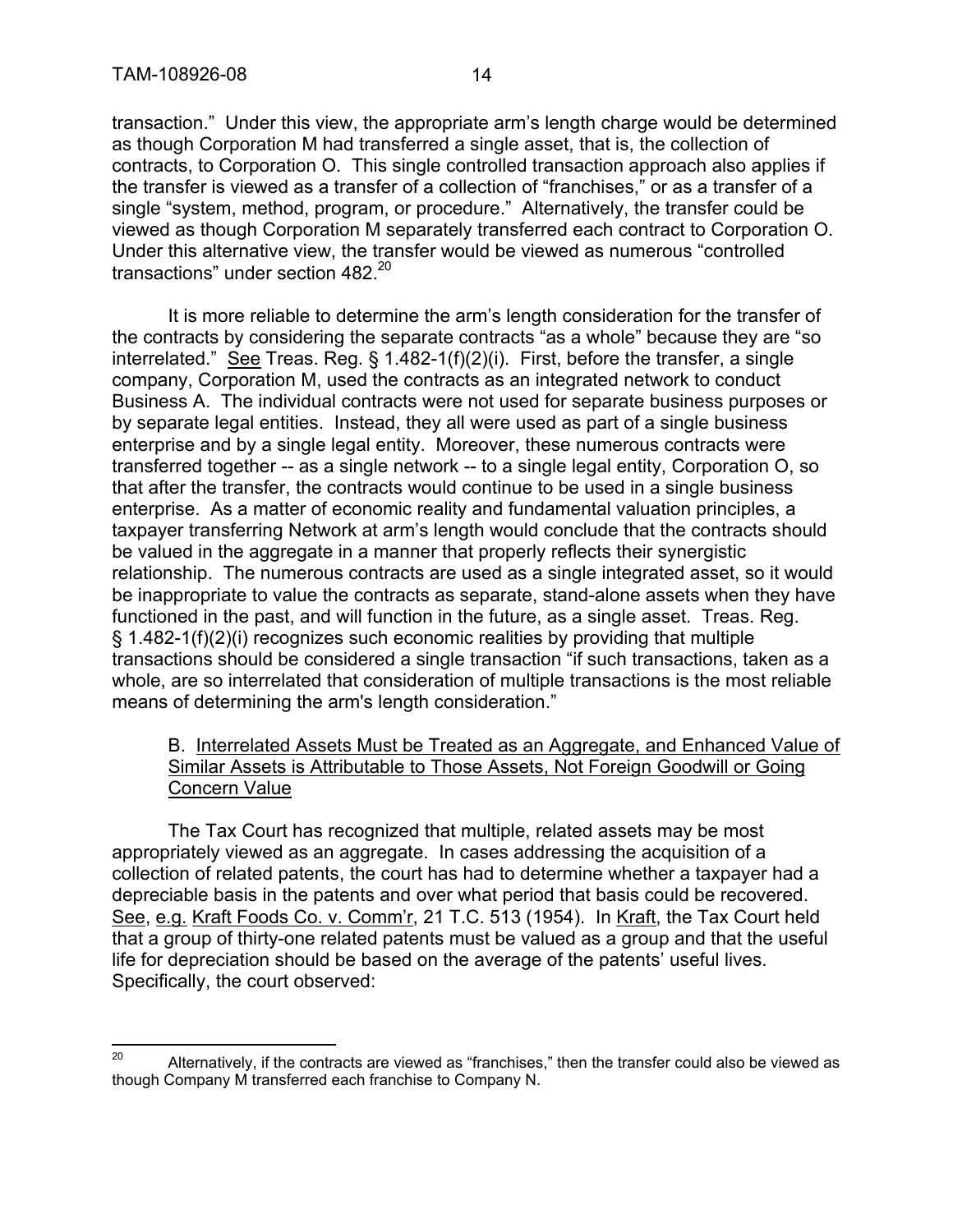transaction." Under this view, the appropriate arm's length charge would be determined as though Corporation M had transferred a single asset, that is, the collection of contracts, to Corporation O. This single controlled transaction approach also applies if the transfer is viewed as a transfer of a collection of "franchises," or as a transfer of a single "system, method, program, or procedure." Alternatively, the transfer could be viewed as though Corporation M separately transferred each contract to Corporation O. Under this alternative view, the transfer would be viewed as numerous "controlled transactions" under section 482.[20]

It is more reliable to determine the arm's length consideration for the transfer of the contracts by considering the separate contracts "as a whole" because they are "so interrelated." See Treas. Reg. § 1.482-1(f)(2)(i). First, before the transfer, a single company, Corporation M, used the contracts as an integrated network to conduct Business A. The individual contracts were not used for separate business purposes or by separate legal entities. Instead, they all were used as part of a single business enterprise and by a single legal entity. Moreover, these numerous contracts were transferred together -- as a single network -- to a single legal entity, Corporation O, so that after the transfer, the contracts would continue to be used in a single business enterprise. As a matter of economic reality and fundamental valuation principles, a taxpayer transferring Network at arm's length would conclude that the contracts should be valued in the aggregate in a manner that properly reflects their synergistic relationship. The numerous contracts are used as a single integrated asset, so it would be inappropriate to value the contracts as separate, stand-alone assets when they have functioned in the past, and will function in the future, as a single asset. Treas. Reg. § 1.482-1(f)(2)(i) recognizes such economic realities by providing that multiple transactions should be considered a single transaction "if such transactions, taken as a whole, are so interrelated that consideration of multiple transactions is the most reliable means of determining the arm's length consideration."

B. <u>Interrelated Assets Must be Treated as an Aggregate, and Enhanced Value of Similar Assets is Attributable to Those Assets, Not Foreign Goodwill or Going Concern Value</u>

The Tax Court has recognized that multiple, related assets may be most appropriately viewed as an aggregate. In cases addressing the acquisition of a collection of related patents, the court has had to determine whether a taxpayer had a depreciable basis in the patents and over what period that basis could be recovered. See, e.g. Kraft Foods Co. v. Comm'r, 21 T.C. 513 (1954). In Kraft, the Tax Court held that a group of thirty-one related patents must be valued as a group and that the useful life for depreciation should be based on the average of the patents' useful lives. Specifically, the court observed:

---

[20] Alternatively, if the contracts are viewed as "franchises," then the transfer could also be viewed as though Company M transferred each franchise to Company N.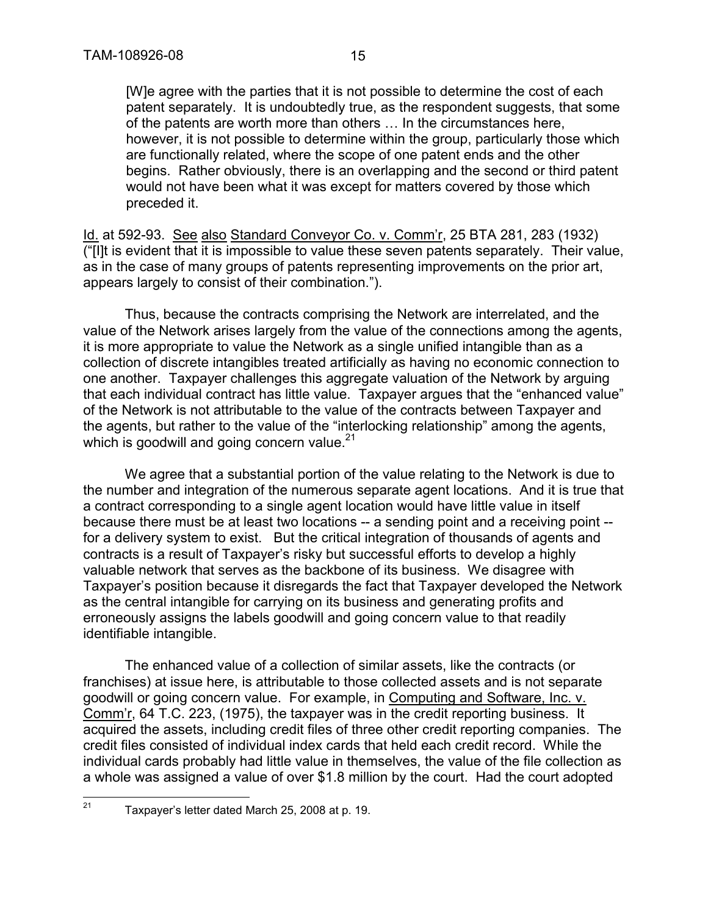> [W]e agree with the parties that it is not possible to determine the cost of each patent separately. It is undoubtedly true, as the respondent suggests, that some of the patents are worth more than others … In the circumstances here, however, it is not possible to determine within the group, particularly those which are functionally related, where the scope of one patent ends and the other begins. Rather obviously, there is an overlapping and the second or third patent would not have been what it was except for matters covered by those which preceded it.

Id. at 592-93. See also Standard Conveyor Co. v. Comm'r, 25 BTA 281, 283 (1932) ("[I]t is evident that it is impossible to value these seven patents separately. Their value, as in the case of many groups of patents representing improvements on the prior art, appears largely to consist of their combination.").

Thus, because the contracts comprising the Network are interrelated, and the value of the Network arises largely from the value of the connections among the agents, it is more appropriate to value the Network as a single unified intangible than as a collection of discrete intangibles treated artificially as having no economic connection to one another. Taxpayer challenges this aggregate valuation of the Network by arguing that each individual contract has little value. Taxpayer argues that the "enhanced value" of the Network is not attributable to the value of the contracts between Taxpayer and the agents, but rather to the value of the "interlocking relationship" among the agents, which is goodwill and going concern value.[21]

We agree that a substantial portion of the value relating to the Network is due to the number and integration of the numerous separate agent locations. And it is true that a contract corresponding to a single agent location would have little value in itself because there must be at least two locations -- a sending point and a receiving point -- for a delivery system to exist. But the critical integration of thousands of agents and contracts is a result of Taxpayer's risky but successful efforts to develop a highly valuable network that serves as the backbone of its business. We disagree with Taxpayer's position because it disregards the fact that Taxpayer developed the Network as the central intangible for carrying on its business and generating profits and erroneously assigns the labels goodwill and going concern value to that readily identifiable intangible.

The enhanced value of a collection of similar assets, like the contracts (or franchises) at issue here, is attributable to those collected assets and is not separate goodwill or going concern value. For example, in Computing and Software, Inc. v. Comm'r, 64 T.C. 223, (1975), the taxpayer was in the credit reporting business. It acquired the assets, including credit files of three other credit reporting companies. The credit files consisted of individual index cards that held each credit record. While the individual cards probably had little value in themselves, the value of the file collection as a whole was assigned a value of over $1.8 million by the court. Had the court adopted

---

[21] Taxpayer's letter dated March 25, 2008 at p. 19.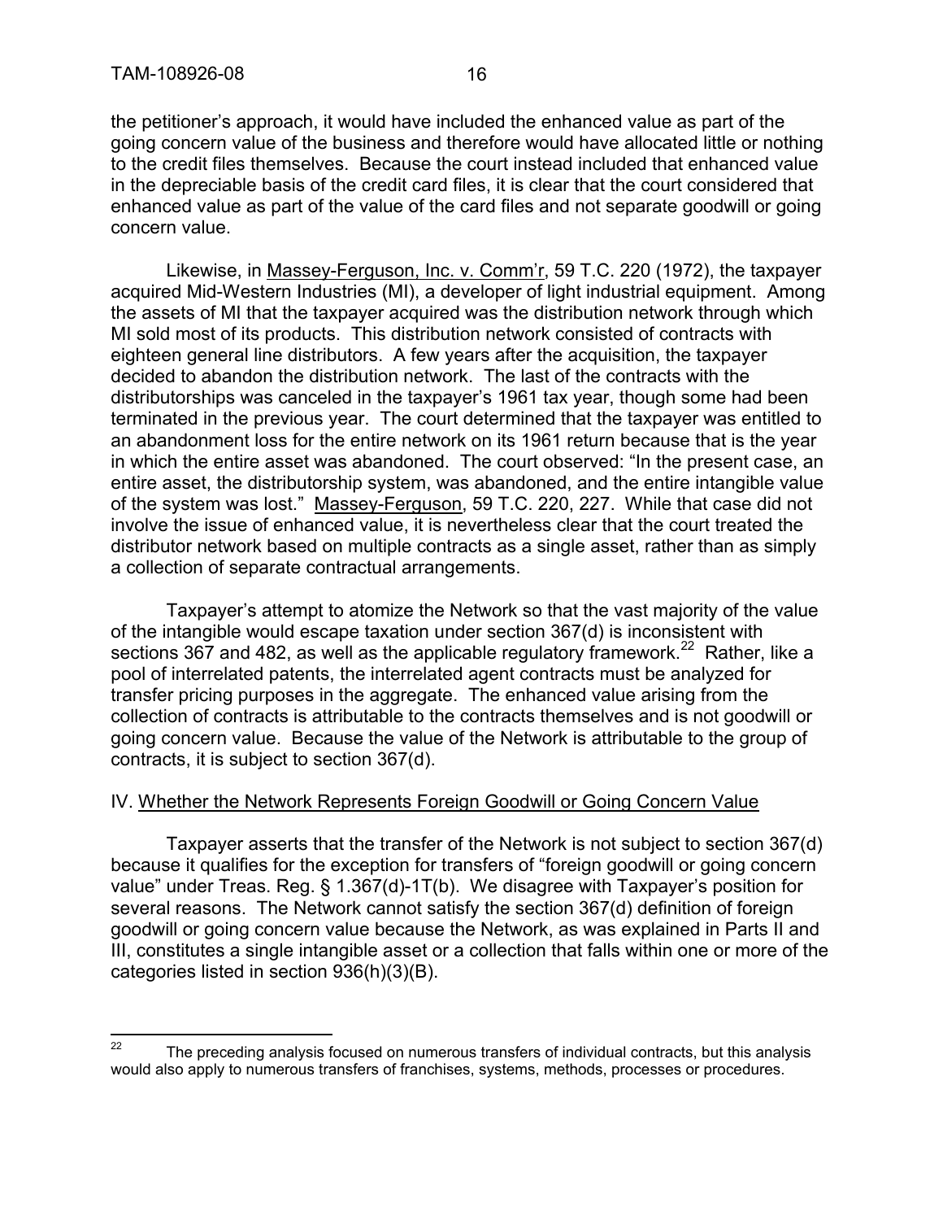the petitioner's approach, it would have included the enhanced value as part of the going concern value of the business and therefore would have allocated little or nothing to the credit files themselves. Because the court instead included that enhanced value in the depreciable basis of the credit card files, it is clear that the court considered that enhanced value as part of the value of the card files and not separate goodwill or going concern value.

Likewise, in Massey-Ferguson, Inc. v. Comm'r, 59 T.C. 220 (1972), the taxpayer acquired Mid-Western Industries (MI), a developer of light industrial equipment. Among the assets of MI that the taxpayer acquired was the distribution network through which MI sold most of its products. This distribution network consisted of contracts with eighteen general line distributors. A few years after the acquisition, the taxpayer decided to abandon the distribution network. The last of the contracts with the distributorships was canceled in the taxpayer's 1961 tax year, though some had been terminated in the previous year. The court determined that the taxpayer was entitled to an abandonment loss for the entire network on its 1961 return because that is the year in which the entire asset was abandoned. The court observed: "In the present case, an entire asset, the distributorship system, was abandoned, and the entire intangible value of the system was lost." Massey-Ferguson, 59 T.C. 220, 227. While that case did not involve the issue of enhanced value, it is nevertheless clear that the court treated the distributor network based on multiple contracts as a single asset, rather than as simply a collection of separate contractual arrangements.

Taxpayer's attempt to atomize the Network so that the vast majority of the value of the intangible would escape taxation under section 367(d) is inconsistent with sections 367 and 482, as well as the applicable regulatory framework.[22] Rather, like a pool of interrelated patents, the interrelated agent contracts must be analyzed for transfer pricing purposes in the aggregate. The enhanced value arising from the collection of contracts is attributable to the contracts themselves and is not goodwill or going concern value. Because the value of the Network is attributable to the group of contracts, it is subject to section 367(d).

## IV. Whether the Network Represents Foreign Goodwill or Going Concern Value

Taxpayer asserts that the transfer of the Network is not subject to section 367(d) because it qualifies for the exception for transfers of "foreign goodwill or going concern value" under Treas. Reg. § 1.367(d)-1T(b). We disagree with Taxpayer's position for several reasons. The Network cannot satisfy the section 367(d) definition of foreign goodwill or going concern value because the Network, as was explained in Parts II and III, constitutes a single intangible asset or a collection that falls within one or more of the categories listed in section 936(h)(3)(B).

---

[22] The preceding analysis focused on numerous transfers of individual contracts, but this analysis would also apply to numerous transfers of franchises, systems, methods, processes or procedures.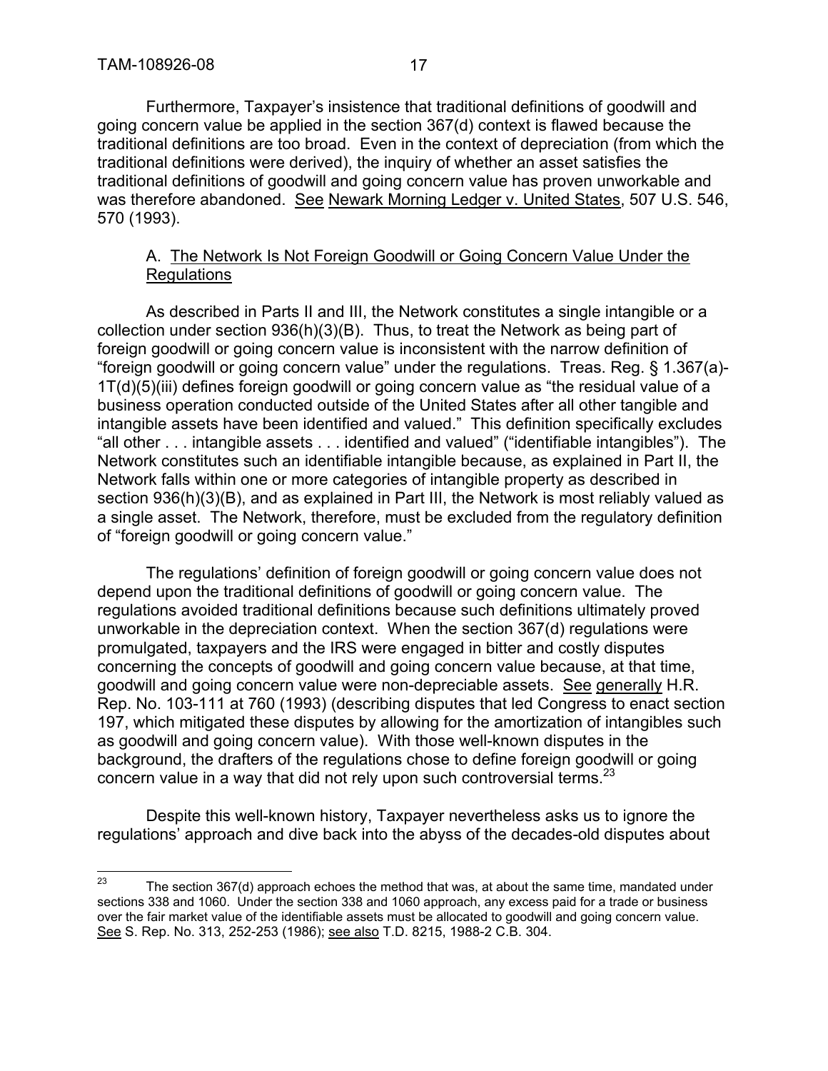Furthermore, Taxpayer's insistence that traditional definitions of goodwill and going concern value be applied in the section 367(d) context is flawed because the traditional definitions are too broad. Even in the context of depreciation (from which the traditional definitions were derived), the inquiry of whether an asset satisfies the traditional definitions of goodwill and going concern value has proven unworkable and was therefore abandoned. See Newark Morning Ledger v. United States, 507 U.S. 546, 570 (1993).

### A. The Network Is Not Foreign Goodwill or Going Concern Value Under the Regulations

As described in Parts II and III, the Network constitutes a single intangible or a collection under section 936(h)(3)(B). Thus, to treat the Network as being part of foreign goodwill or going concern value is inconsistent with the narrow definition of "foreign goodwill or going concern value" under the regulations. Treas. Reg. § 1.367(a)-1T(d)(5)(iii) defines foreign goodwill or going concern value as "the residual value of a business operation conducted outside of the United States after all other tangible and intangible assets have been identified and valued." This definition specifically excludes "all other . . . intangible assets . . . identified and valued" ("identifiable intangibles"). The Network constitutes such an identifiable intangible because, as explained in Part II, the Network falls within one or more categories of intangible property as described in section 936(h)(3)(B), and as explained in Part III, the Network is most reliably valued as a single asset. The Network, therefore, must be excluded from the regulatory definition of "foreign goodwill or going concern value."

The regulations' definition of foreign goodwill or going concern value does not depend upon the traditional definitions of goodwill or going concern value. The regulations avoided traditional definitions because such definitions ultimately proved unworkable in the depreciation context. When the section 367(d) regulations were promulgated, taxpayers and the IRS were engaged in bitter and costly disputes concerning the concepts of goodwill and going concern value because, at that time, goodwill and going concern value were non-depreciable assets. See generally H.R. Rep. No. 103-111 at 760 (1993) (describing disputes that led Congress to enact section 197, which mitigated these disputes by allowing for the amortization of intangibles such as goodwill and going concern value). With those well-known disputes in the background, the drafters of the regulations chose to define foreign goodwill or going concern value in a way that did not rely upon such controversial terms.[23]

Despite this well-known history, Taxpayer nevertheless asks us to ignore the regulations' approach and dive back into the abyss of the decades-old disputes about

---

[23] The section 367(d) approach echoes the method that was, at about the same time, mandated under sections 338 and 1060. Under the section 338 and 1060 approach, any excess paid for a trade or business over the fair market value of the identifiable assets must be allocated to goodwill and going concern value. See S. Rep. No. 313, 252-253 (1986); see also T.D. 8215, 1988-2 C.B. 304.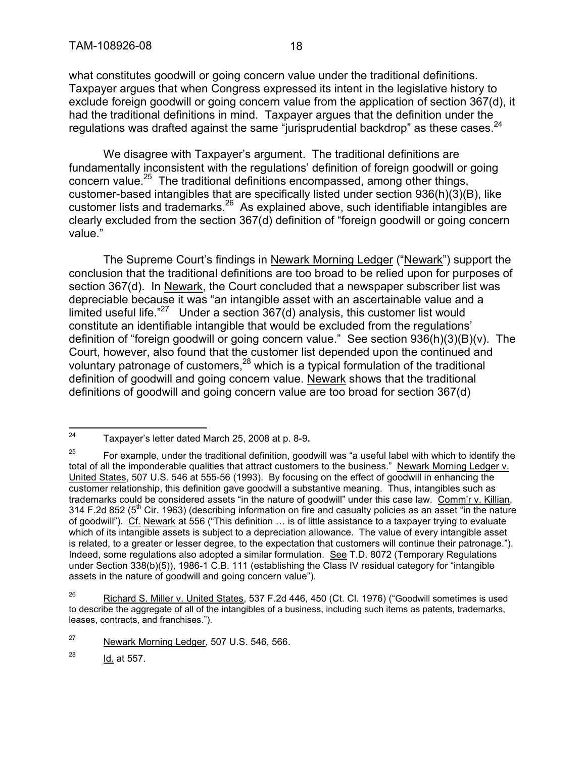what constitutes goodwill or going concern value under the traditional definitions. Taxpayer argues that when Congress expressed its intent in the legislative history to exclude foreign goodwill or going concern value from the application of section 367(d), it had the traditional definitions in mind. Taxpayer argues that the definition under the regulations was drafted against the same "jurisprudential backdrop" as these cases.[24]

We disagree with Taxpayer's argument. The traditional definitions are fundamentally inconsistent with the regulations' definition of foreign goodwill or going concern value.[25] The traditional definitions encompassed, among other things, customer-based intangibles that are specifically listed under section 936(h)(3)(B), like customer lists and trademarks.[26] As explained above, such identifiable intangibles are clearly excluded from the section 367(d) definition of "foreign goodwill or going concern value."

The Supreme Court's findings in Newark Morning Ledger ("Newark") support the conclusion that the traditional definitions are too broad to be relied upon for purposes of section 367(d). In Newark, the Court concluded that a newspaper subscriber list was depreciable because it was "an intangible asset with an ascertainable value and a limited useful life."[27] Under a section 367(d) analysis, this customer list would constitute an identifiable intangible that would be excluded from the regulations' definition of "foreign goodwill or going concern value." See section 936(h)(3)(B)(v). The Court, however, also found that the customer list depended upon the continued and voluntary patronage of customers,[28] which is a typical formulation of the traditional definition of goodwill and going concern value. Newark shows that the traditional definitions of goodwill and going concern value are too broad for section 367(d)

---

[24] Taxpayer's letter dated March 25, 2008 at p. 8-9**.**

[25] For example, under the traditional definition, goodwill was "a useful label with which to identify the total of all the imponderable qualities that attract customers to the business." Newark Morning Ledger v. United States, 507 U.S. 546 at 555-56 (1993). By focusing on the effect of goodwill in enhancing the customer relationship, this definition gave goodwill a substantive meaning. Thus, intangibles such as trademarks could be considered assets "in the nature of goodwill" under this case law. Comm'r v. Killian, 314 F.2d 852 (5th Cir. 1963) (describing information on fire and casualty policies as an asset "in the nature of goodwill"). Cf. Newark at 556 ("This definition … is of little assistance to a taxpayer trying to evaluate which of its intangible assets is subject to a depreciation allowance. The value of every intangible asset is related, to a greater or lesser degree, to the expectation that customers will continue their patronage."). Indeed, some regulations also adopted a similar formulation. See T.D. 8072 (Temporary Regulations under Section 338(b)(5)), 1986-1 C.B. 111 (establishing the Class IV residual category for "intangible assets in the nature of goodwill and going concern value").

[26] Richard S. Miller v. United States, 537 F.2d 446, 450 (Ct. Cl. 1976) ("Goodwill sometimes is used to describe the aggregate of all of the intangibles of a business, including such items as patents, trademarks, leases, contracts, and franchises.").

[27] Newark Morning Ledger, 507 U.S. 546, 566.

[28] Id. at 557.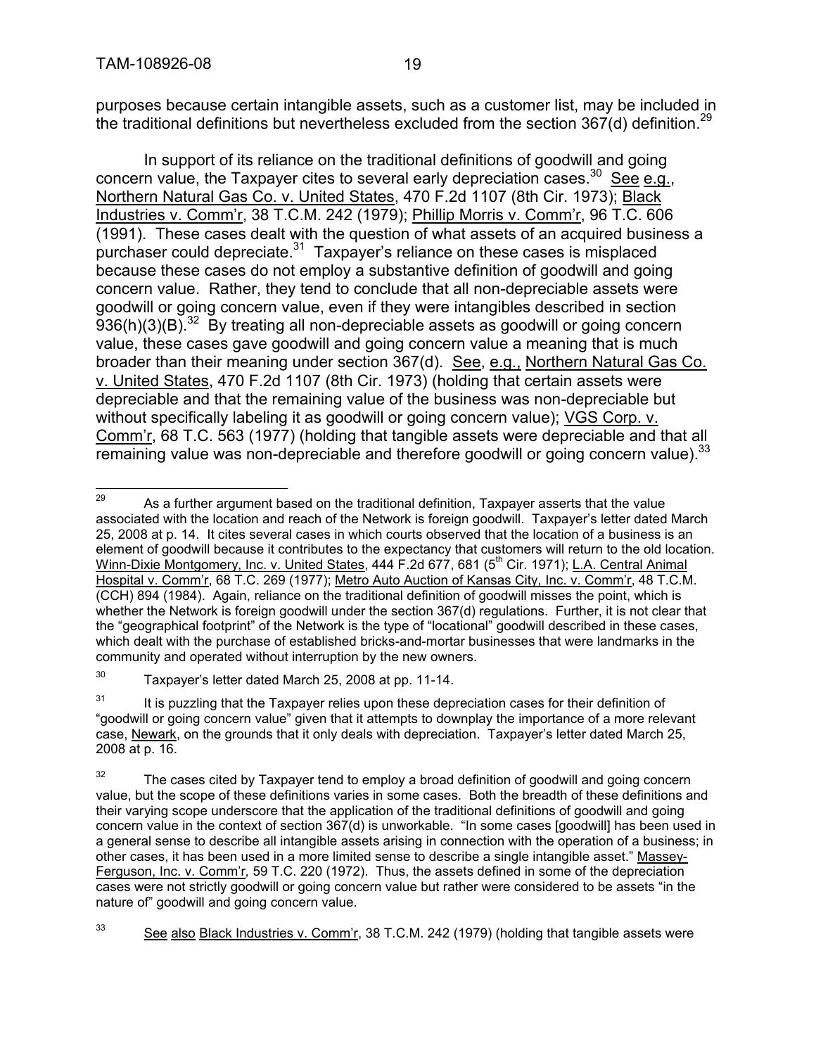purposes because certain intangible assets, such as a customer list, may be included in the traditional definitions but nevertheless excluded from the section 367(d) definition.[29]

In support of its reliance on the traditional definitions of goodwill and going concern value, the Taxpayer cites to several early depreciation cases.[30] See e.g., Northern Natural Gas Co. v. United States, 470 F.2d 1107 (8th Cir. 1973); Black Industries v. Comm'r, 38 T.C.M. 242 (1979); Phillip Morris v. Comm'r, 96 T.C. 606 (1991). These cases dealt with the question of what assets of an acquired business a purchaser could depreciate.[31] Taxpayer's reliance on these cases is misplaced because these cases do not employ a substantive definition of goodwill and going concern value. Rather, they tend to conclude that all non-depreciable assets were goodwill or going concern value, even if they were intangibles described in section 936(h)(3)(B).[32] By treating all non-depreciable assets as goodwill or going concern value, these cases gave goodwill and going concern value a meaning that is much broader than their meaning under section 367(d). See, e.g., Northern Natural Gas Co. v. United States, 470 F.2d 1107 (8th Cir. 1973) (holding that certain assets were depreciable and that the remaining value of the business was non-depreciable but without specifically labeling it as goodwill or going concern value); VGS Corp. v. Comm'r, 68 T.C. 563 (1977) (holding that tangible assets were depreciable and that all remaining value was non-depreciable and therefore goodwill or going concern value).[33]

---

[29] As a further argument based on the traditional definition, Taxpayer asserts that the value associated with the location and reach of the Network is foreign goodwill. Taxpayer's letter dated March 25, 2008 at p. 14. It cites several cases in which courts observed that the location of a business is an element of goodwill because it contributes to the expectancy that customers will return to the old location. Winn-Dixie Montgomery, Inc. v. United States, 444 F.2d 677, 681 (5th Cir. 1971); L.A. Central Animal Hospital v. Comm'r, 68 T.C. 269 (1977); Metro Auto Auction of Kansas City, Inc. v. Comm'r, 48 T.C.M. (CCH) 894 (1984). Again, reliance on the traditional definition of goodwill misses the point, which is whether the Network is foreign goodwill under the section 367(d) regulations. Further, it is not clear that the "geographical footprint" of the Network is the type of "locational" goodwill described in these cases, which dealt with the purchase of established bricks-and-mortar businesses that were landmarks in the community and operated without interruption by the new owners.

[30] Taxpayer's letter dated March 25, 2008 at pp. 11-14.

[31] It is puzzling that the Taxpayer relies upon these depreciation cases for their definition of "goodwill or going concern value" given that it attempts to downplay the importance of a more relevant case, Newark, on the grounds that it only deals with depreciation. Taxpayer's letter dated March 25, 2008 at p. 16.

[32] The cases cited by Taxpayer tend to employ a broad definition of goodwill and going concern value, but the scope of these definitions varies in some cases. Both the breadth of these definitions and their varying scope underscore that the application of the traditional definitions of goodwill and going concern value in the context of section 367(d) is unworkable. "In some cases [goodwill] has been used in a general sense to describe all intangible assets arising in connection with the operation of a business; in other cases, it has been used in a more limited sense to describe a single intangible asset." Massey-Ferguson, Inc. v. Comm'r, 59 T.C. 220 (1972). Thus, the assets defined in some of the depreciation cases were not strictly goodwill or going concern value but rather were considered to be assets "in the nature of" goodwill and going concern value.

[33] See also Black Industries v. Comm'r, 38 T.C.M. 242 (1979) (holding that tangible assets were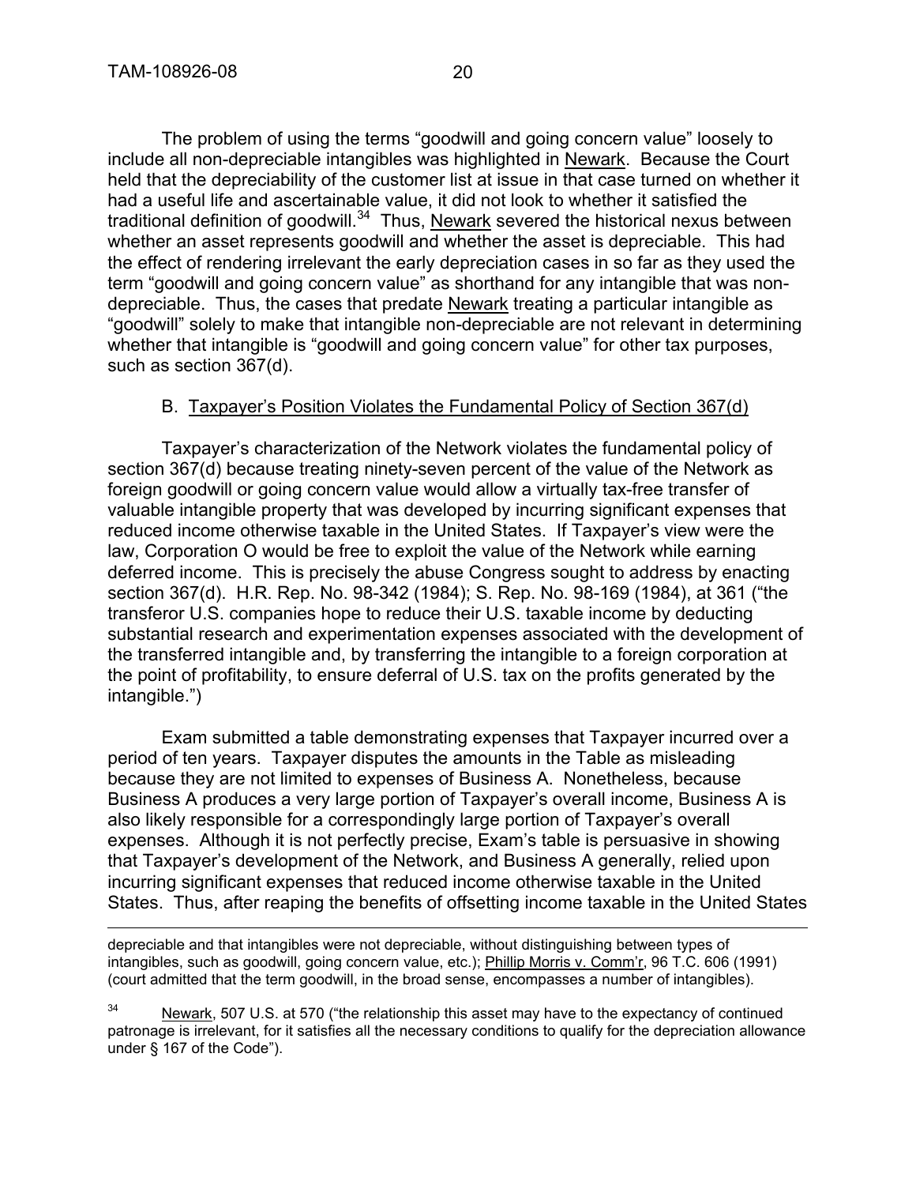The problem of using the terms "goodwill and going concern value" loosely to include all non-depreciable intangibles was highlighted in Newark. Because the Court held that the depreciability of the customer list at issue in that case turned on whether it had a useful life and ascertainable value, it did not look to whether it satisfied the traditional definition of goodwill.[34] Thus, Newark severed the historical nexus between whether an asset represents goodwill and whether the asset is depreciable. This had the effect of rendering irrelevant the early depreciation cases in so far as they used the term "goodwill and going concern value" as shorthand for any intangible that was non-depreciable. Thus, the cases that predate Newark treating a particular intangible as "goodwill" solely to make that intangible non-depreciable are not relevant in determining whether that intangible is "goodwill and going concern value" for other tax purposes, such as section 367(d).

B. Taxpayer's Position Violates the Fundamental Policy of Section 367(d)

Taxpayer's characterization of the Network violates the fundamental policy of section 367(d) because treating ninety-seven percent of the value of the Network as foreign goodwill or going concern value would allow a virtually tax-free transfer of valuable intangible property that was developed by incurring significant expenses that reduced income otherwise taxable in the United States. If Taxpayer's view were the law, Corporation O would be free to exploit the value of the Network while earning deferred income. This is precisely the abuse Congress sought to address by enacting section 367(d). H.R. Rep. No. 98-342 (1984); S. Rep. No. 98-169 (1984), at 361 ("the transferor U.S. companies hope to reduce their U.S. taxable income by deducting substantial research and experimentation expenses associated with the development of the transferred intangible and, by transferring the intangible to a foreign corporation at the point of profitability, to ensure deferral of U.S. tax on the profits generated by the intangible.")

Exam submitted a table demonstrating expenses that Taxpayer incurred over a period of ten years. Taxpayer disputes the amounts in the Table as misleading because they are not limited to expenses of Business A. Nonetheless, because Business A produces a very large portion of Taxpayer's overall income, Business A is also likely responsible for a correspondingly large portion of Taxpayer's overall expenses. Although it is not perfectly precise, Exam's table is persuasive in showing that Taxpayer's development of the Network, and Business A generally, relied upon incurring significant expenses that reduced income otherwise taxable in the United States. Thus, after reaping the benefits of offsetting income taxable in the United States

---

depreciable and that intangibles were not depreciable, without distinguishing between types of intangibles, such as goodwill, going concern value, etc.); Phillip Morris v. Comm'r, 96 T.C. 606 (1991) (court admitted that the term goodwill, in the broad sense, encompasses a number of intangibles).

[34] Newark, 507 U.S. at 570 ("the relationship this asset may have to the expectancy of continued patronage is irrelevant, for it satisfies all the necessary conditions to qualify for the depreciation allowance under § 167 of the Code").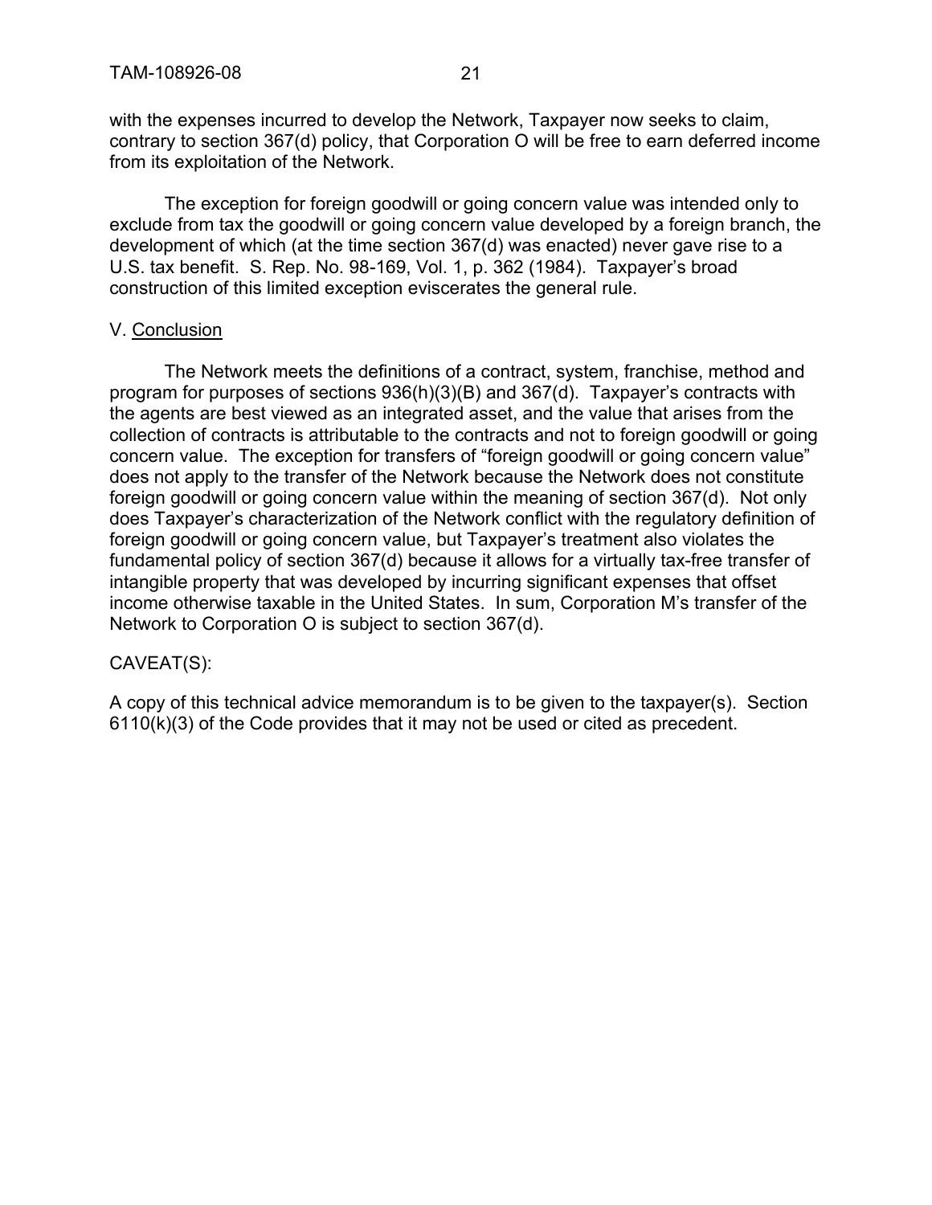with the expenses incurred to develop the Network, Taxpayer now seeks to claim, contrary to section 367(d) policy, that Corporation O will be free to earn deferred income from its exploitation of the Network.

The exception for foreign goodwill or going concern value was intended only to exclude from tax the goodwill or going concern value developed by a foreign branch, the development of which (at the time section 367(d) was enacted) never gave rise to a U.S. tax benefit. S. Rep. No. 98-169, Vol. 1, p. 362 (1984). Taxpayer's broad construction of this limited exception eviscerates the general rule.

V. Conclusion

The Network meets the definitions of a contract, system, franchise, method and program for purposes of sections 936(h)(3)(B) and 367(d). Taxpayer's contracts with the agents are best viewed as an integrated asset, and the value that arises from the collection of contracts is attributable to the contracts and not to foreign goodwill or going concern value. The exception for transfers of "foreign goodwill or going concern value" does not apply to the transfer of the Network because the Network does not constitute foreign goodwill or going concern value within the meaning of section 367(d). Not only does Taxpayer's characterization of the Network conflict with the regulatory definition of foreign goodwill or going concern value, but Taxpayer's treatment also violates the fundamental policy of section 367(d) because it allows for a virtually tax-free transfer of intangible property that was developed by incurring significant expenses that offset income otherwise taxable in the United States. In sum, Corporation M's transfer of the Network to Corporation O is subject to section 367(d).

CAVEAT(S):

A copy of this technical advice memorandum is to be given to the taxpayer(s). Section 6110(k)(3) of the Code provides that it may not be used or cited as precedent.